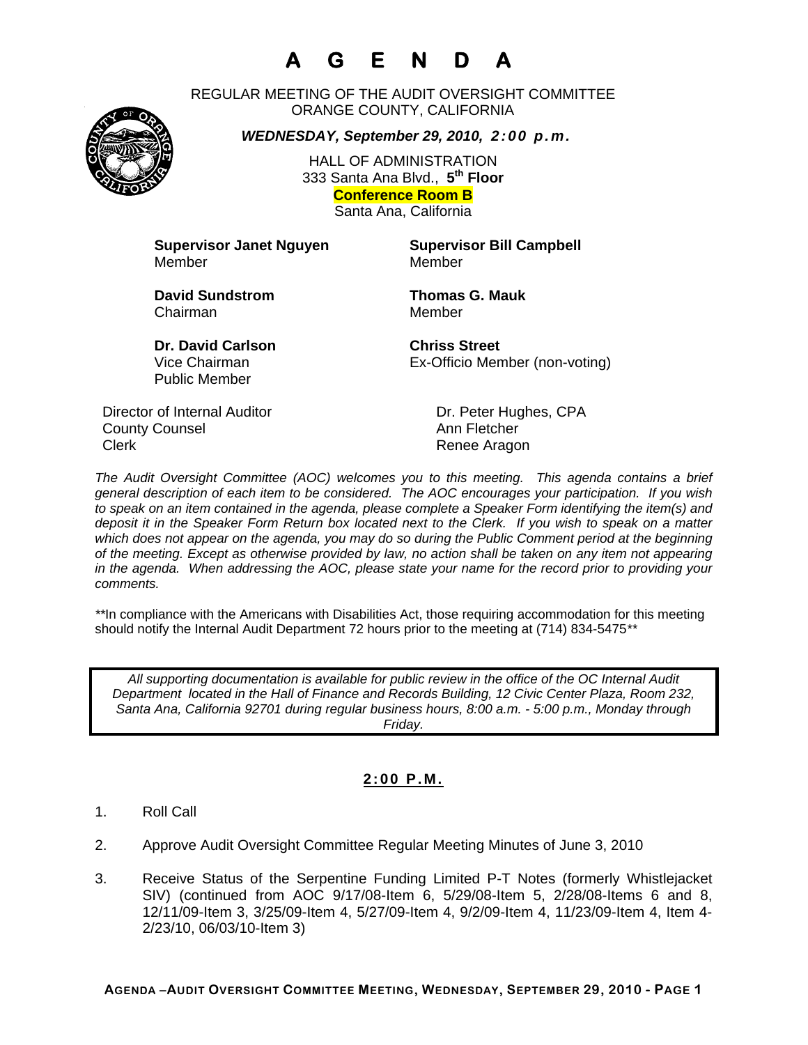# A G E N D A

REGULAR MEETING OF THE AUDIT OVERSIGHT COMMITTEE
ORANGE COUNTY, CALIFORNIA

***WEDNESDAY, September 29, 2010, 2:00 p.m.***

HALL OF ADMINISTRATION
333 Santa Ana Blvd., **5th Floor**
**Conference Room B**
Santa Ana, California

**Supervisor Janet Nguyen**
Member

**Supervisor Bill Campbell**
Member

**David Sundstrom**
Chairman

**Thomas G. Mauk**
Member

**Dr. David Carlson**
Vice Chairman
Public Member

**Chriss Street**
Ex-Officio Member (non-voting)

| | |
|---|---|
| Director of Internal Auditor | Dr. Peter Hughes, CPA |
| County Counsel | Ann Fletcher |
| Clerk | Renee Aragon |

*The Audit Oversight Committee (AOC) welcomes you to this meeting. This agenda contains a brief general description of each item to be considered. The AOC encourages your participation. If you wish to speak on an item contained in the agenda, please complete a Speaker Form identifying the item(s) and deposit it in the Speaker Form Return box located next to the Clerk. If you wish to speak on a matter which does not appear on the agenda, you may do so during the Public Comment period at the beginning of the meeting. Except as otherwise provided by law, no action shall be taken on any item not appearing in the agenda. When addressing the AOC, please state your name for the record prior to providing your comments.*

\*\*In compliance with the Americans with Disabilities Act, those requiring accommodation for this meeting should notify the Internal Audit Department 72 hours prior to the meeting at (714) 834-5475\*\*

*All supporting documentation is available for public review in the office of the OC Internal Audit Department located in the Hall of Finance and Records Building, 12 Civic Center Plaza, Room 232, Santa Ana, California 92701 during regular business hours, 8:00 a.m. - 5:00 p.m., Monday through Friday.*

## 2:00 P.M.

1. Roll Call
2. Approve Audit Oversight Committee Regular Meeting Minutes of June 3, 2010
3. Receive Status of the Serpentine Funding Limited P-T Notes (formerly Whistlejacket SIV) (continued from AOC 9/17/08-Item 6, 5/29/08-Item 5, 2/28/08-Items 6 and 8, 12/11/09-Item 3, 3/25/09-Item 4, 5/27/09-Item 4, 9/2/09-Item 4, 11/23/09-Item 4, Item 4-2/23/10, 06/03/10-Item 3)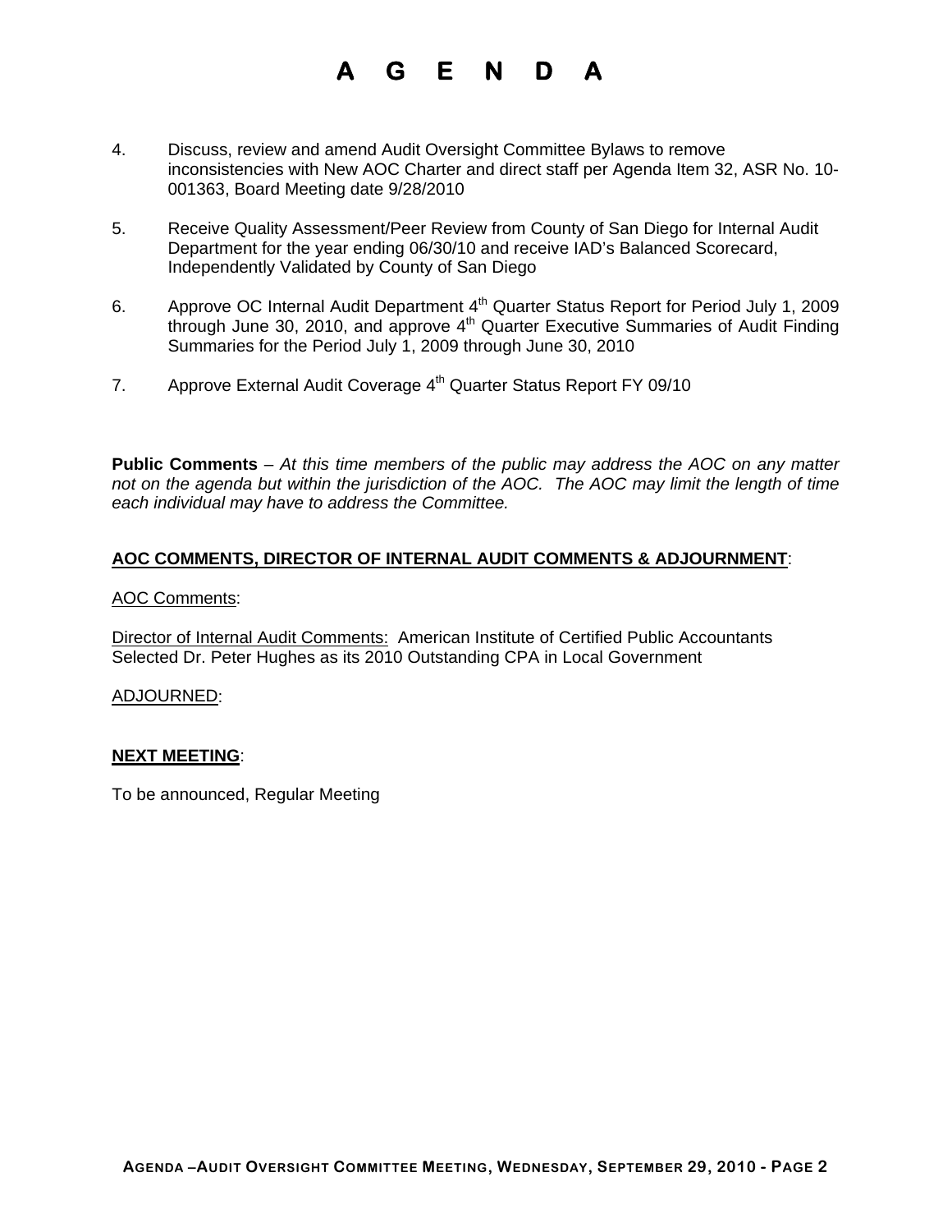# A G E N D A

4. Discuss, review and amend Audit Oversight Committee Bylaws to remove inconsistencies with New AOC Charter and direct staff per Agenda Item 32, ASR No. 10-001363, Board Meeting date 9/28/2010

5. Receive Quality Assessment/Peer Review from County of San Diego for Internal Audit Department for the year ending 06/30/10 and receive IAD's Balanced Scorecard, Independently Validated by County of San Diego

6. Approve OC Internal Audit Department 4th Quarter Status Report for Period July 1, 2009 through June 30, 2010, and approve 4th Quarter Executive Summaries of Audit Finding Summaries for the Period July 1, 2009 through June 30, 2010

7. Approve External Audit Coverage 4th Quarter Status Report FY 09/10

**Public Comments** – *At this time members of the public may address the AOC on any matter not on the agenda but within the jurisdiction of the AOC. The AOC may limit the length of time each individual may have to address the Committee.*

**AOC COMMENTS, DIRECTOR OF INTERNAL AUDIT COMMENTS & ADJOURNMENT**:

AOC Comments:

Director of Internal Audit Comments: American Institute of Certified Public Accountants Selected Dr. Peter Hughes as its 2010 Outstanding CPA in Local Government

ADJOURNED:

**NEXT MEETING**:

To be announced, Regular Meeting